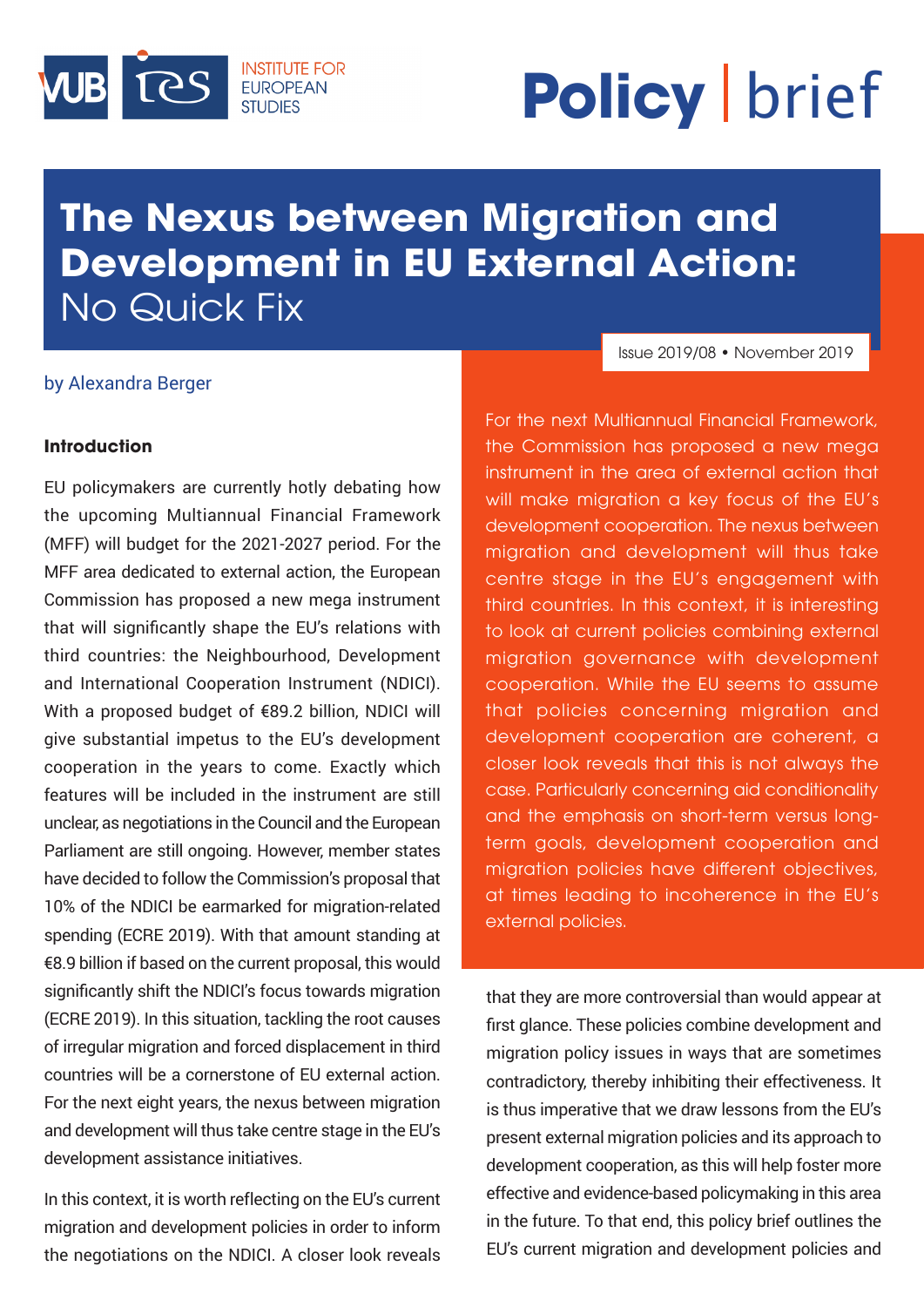VUB | ies INSTITUTE FOR EUROPEAN STUDIES

**Policy** | brief

# The Nexus between Migration and Development in EU External Action: No Quick Fix

Issue 2019/08 • November 2019

by Alexandra Berger

For the next Multiannual Financial Framework, the Commission has proposed a new mega instrument in the area of external action that will make migration a key focus of the EU's development cooperation. The nexus between migration and development will thus take centre stage in the EU's engagement with third countries. In this context, it is interesting to look at current policies combining external migration governance with development cooperation. While the EU seems to assume that policies concerning migration and development cooperation are coherent, a closer look reveals that this is not always the case. Particularly concerning aid conditionality and the emphasis on short-term versus long-term goals, development cooperation and migration policies have different objectives, at times leading to incoherence in the EU's external policies.

## Introduction

EU policymakers are currently hotly debating how the upcoming Multiannual Financial Framework (MFF) will budget for the 2021-2027 period. For the MFF area dedicated to external action, the European Commission has proposed a new mega instrument that will significantly shape the EU's relations with third countries: the Neighbourhood, Development and International Cooperation Instrument (NDICI). With a proposed budget of €89.2 billion, NDICI will give substantial impetus to the EU's development cooperation in the years to come. Exactly which features will be included in the instrument are still unclear, as negotiations in the Council and the European Parliament are still ongoing. However, member states have decided to follow the Commission's proposal that 10% of the NDICI be earmarked for migration-related spending (ECRE 2019). With that amount standing at €8.9 billion if based on the current proposal, this would significantly shift the NDICI's focus towards migration (ECRE 2019). In this situation, tackling the root causes of irregular migration and forced displacement in third countries will be a cornerstone of EU external action. For the next eight years, the nexus between migration and development will thus take centre stage in the EU's development assistance initiatives.

In this context, it is worth reflecting on the EU's current migration and development policies in order to inform the negotiations on the NDICI. A closer look reveals that they are more controversial than would appear at first glance. These policies combine development and migration policy issues in ways that are sometimes contradictory, thereby inhibiting their effectiveness. It is thus imperative that we draw lessons from the EU's present external migration policies and its approach to development cooperation, as this will help foster more effective and evidence-based policymaking in this area in the future. To that end, this policy brief outlines the EU's current migration and development policies and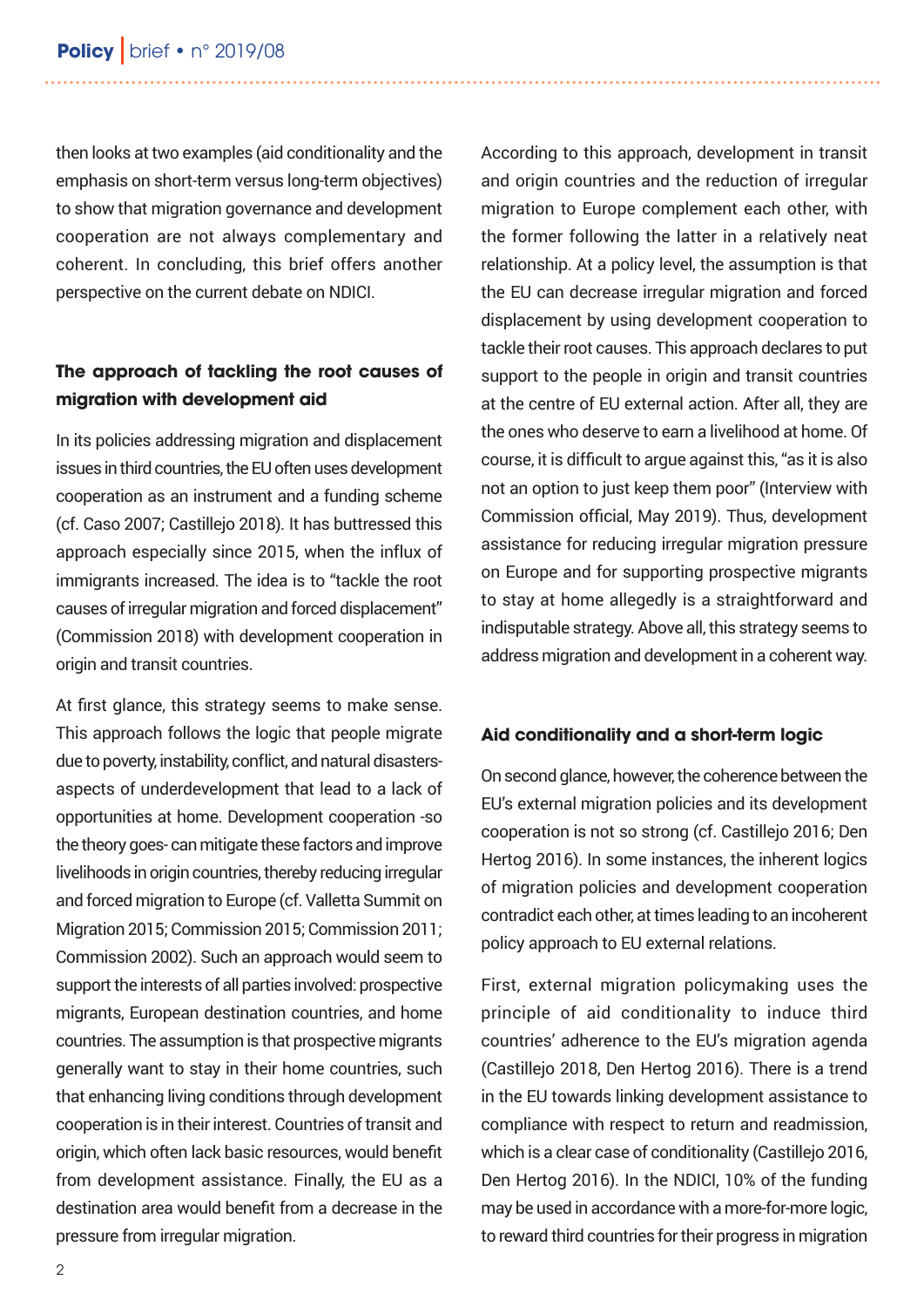then looks at two examples (aid conditionality and the emphasis on short-term versus long-term objectives) to show that migration governance and development cooperation are not always complementary and coherent. In concluding, this brief offers another perspective on the current debate on NDICI.

## The approach of tackling the root causes of migration with development aid

In its policies addressing migration and displacement issues in third countries, the EU often uses development cooperation as an instrument and a funding scheme (cf. Caso 2007; Castillejo 2018). It has buttressed this approach especially since 2015, when the influx of immigrants increased. The idea is to "tackle the root causes of irregular migration and forced displacement" (Commission 2018) with development cooperation in origin and transit countries.

At first glance, this strategy seems to make sense. This approach follows the logic that people migrate due to poverty, instability, conflict, and natural disasters- aspects of underdevelopment that lead to a lack of opportunities at home. Development cooperation -so the theory goes- can mitigate these factors and improve livelihoods in origin countries, thereby reducing irregular and forced migration to Europe (cf. Valletta Summit on Migration 2015; Commission 2015; Commission 2011; Commission 2002). Such an approach would seem to support the interests of all parties involved: prospective migrants, European destination countries, and home countries. The assumption is that prospective migrants generally want to stay in their home countries, such that enhancing living conditions through development cooperation is in their interest. Countries of transit and origin, which often lack basic resources, would benefit from development assistance. Finally, the EU as a destination area would benefit from a decrease in the pressure from irregular migration.

According to this approach, development in transit and origin countries and the reduction of irregular migration to Europe complement each other, with the former following the latter in a relatively neat relationship. At a policy level, the assumption is that the EU can decrease irregular migration and forced displacement by using development cooperation to tackle their root causes. This approach declares to put support to the people in origin and transit countries at the centre of EU external action. After all, they are the ones who deserve to earn a livelihood at home. Of course, it is difficult to argue against this, "as it is also not an option to just keep them poor" (Interview with Commission official, May 2019). Thus, development assistance for reducing irregular migration pressure on Europe and for supporting prospective migrants to stay at home allegedly is a straightforward and indisputable strategy. Above all, this strategy seems to address migration and development in a coherent way.

## Aid conditionality and a short-term logic

On second glance, however, the coherence between the EU's external migration policies and its development cooperation is not so strong (cf. Castillejo 2016; Den Hertog 2016). In some instances, the inherent logics of migration policies and development cooperation contradict each other, at times leading to an incoherent policy approach to EU external relations.

First, external migration policymaking uses the principle of aid conditionality to induce third countries' adherence to the EU's migration agenda (Castillejo 2018, Den Hertog 2016). There is a trend in the EU towards linking development assistance to compliance with respect to return and readmission, which is a clear case of conditionality (Castillejo 2016, Den Hertog 2016). In the NDICI, 10% of the funding may be used in accordance with a more-for-more logic, to reward third countries for their progress in migration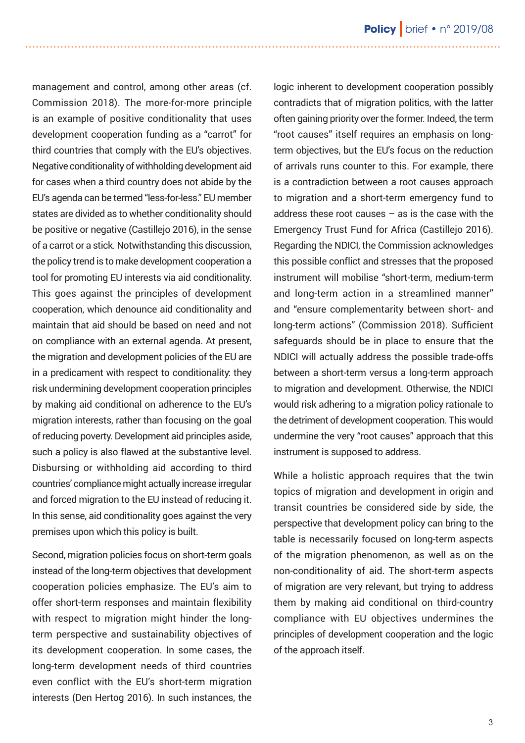management and control, among other areas (cf. Commission 2018). The more-for-more principle is an example of positive conditionality that uses development cooperation funding as a "carrot" for third countries that comply with the EU's objectives. Negative conditionality of withholding development aid for cases when a third country does not abide by the EU's agenda can be termed "less-for-less." EU member states are divided as to whether conditionality should be positive or negative (Castillejo 2016), in the sense of a carrot or a stick. Notwithstanding this discussion, the policy trend is to make development cooperation a tool for promoting EU interests via aid conditionality. This goes against the principles of development cooperation, which denounce aid conditionality and maintain that aid should be based on need and not on compliance with an external agenda. At present, the migration and development policies of the EU are in a predicament with respect to conditionality: they risk undermining development cooperation principles by making aid conditional on adherence to the EU's migration interests, rather than focusing on the goal of reducing poverty. Development aid principles aside, such a policy is also flawed at the substantive level. Disbursing or withholding aid according to third countries' compliance might actually increase irregular and forced migration to the EU instead of reducing it. In this sense, aid conditionality goes against the very premises upon which this policy is built.

Second, migration policies focus on short-term goals instead of the long-term objectives that development cooperation policies emphasize. The EU's aim to offer short-term responses and maintain flexibility with respect to migration might hinder the long-term perspective and sustainability objectives of its development cooperation. In some cases, the long-term development needs of third countries even conflict with the EU's short-term migration interests (Den Hertog 2016). In such instances, the logic inherent to development cooperation possibly contradicts that of migration politics, with the latter often gaining priority over the former. Indeed, the term "root causes" itself requires an emphasis on long-term objectives, but the EU's focus on the reduction of arrivals runs counter to this. For example, there is a contradiction between a root causes approach to migration and a short-term emergency fund to address these root causes – as is the case with the Emergency Trust Fund for Africa (Castillejo 2016). Regarding the NDICI, the Commission acknowledges this possible conflict and stresses that the proposed instrument will mobilise "short-term, medium-term and long-term action in a streamlined manner" and "ensure complementarity between short- and long-term actions" (Commission 2018). Sufficient safeguards should be in place to ensure that the NDICI will actually address the possible trade-offs between a short-term versus a long-term approach to migration and development. Otherwise, the NDICI would risk adhering to a migration policy rationale to the detriment of development cooperation. This would undermine the very "root causes" approach that this instrument is supposed to address.

While a holistic approach requires that the twin topics of migration and development in origin and transit countries be considered side by side, the perspective that development policy can bring to the table is necessarily focused on long-term aspects of the migration phenomenon, as well as on the non-conditionality of aid. The short-term aspects of migration are very relevant, but trying to address them by making aid conditional on third-country compliance with EU objectives undermines the principles of development cooperation and the logic of the approach itself.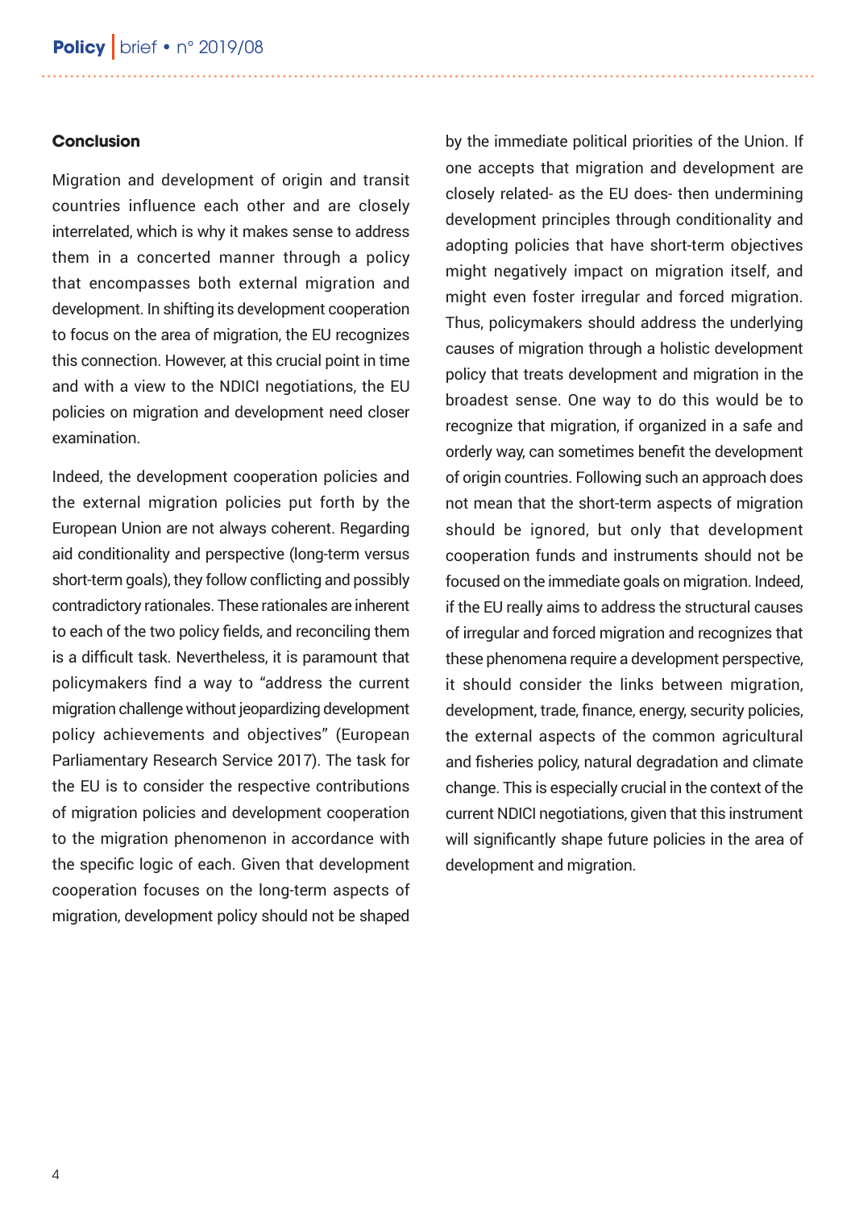## Conclusion

Migration and development of origin and transit countries influence each other and are closely interrelated, which is why it makes sense to address them in a concerted manner through a policy that encompasses both external migration and development. In shifting its development cooperation to focus on the area of migration, the EU recognizes this connection. However, at this crucial point in time and with a view to the NDICI negotiations, the EU policies on migration and development need closer examination.

Indeed, the development cooperation policies and the external migration policies put forth by the European Union are not always coherent. Regarding aid conditionality and perspective (long-term versus short-term goals), they follow conflicting and possibly contradictory rationales. These rationales are inherent to each of the two policy fields, and reconciling them is a difficult task. Nevertheless, it is paramount that policymakers find a way to "address the current migration challenge without jeopardizing development policy achievements and objectives" (European Parliamentary Research Service 2017). The task for the EU is to consider the respective contributions of migration policies and development cooperation to the migration phenomenon in accordance with the specific logic of each. Given that development cooperation focuses on the long-term aspects of migration, development policy should not be shaped by the immediate political priorities of the Union. If one accepts that migration and development are closely related- as the EU does- then undermining development principles through conditionality and adopting policies that have short-term objectives might negatively impact on migration itself, and might even foster irregular and forced migration. Thus, policymakers should address the underlying causes of migration through a holistic development policy that treats development and migration in the broadest sense. One way to do this would be to recognize that migration, if organized in a safe and orderly way, can sometimes benefit the development of origin countries. Following such an approach does not mean that the short-term aspects of migration should be ignored, but only that development cooperation funds and instruments should not be focused on the immediate goals on migration. Indeed, if the EU really aims to address the structural causes of irregular and forced migration and recognizes that these phenomena require a development perspective, it should consider the links between migration, development, trade, finance, energy, security policies, the external aspects of the common agricultural and fisheries policy, natural degradation and climate change. This is especially crucial in the context of the current NDICI negotiations, given that this instrument will significantly shape future policies in the area of development and migration.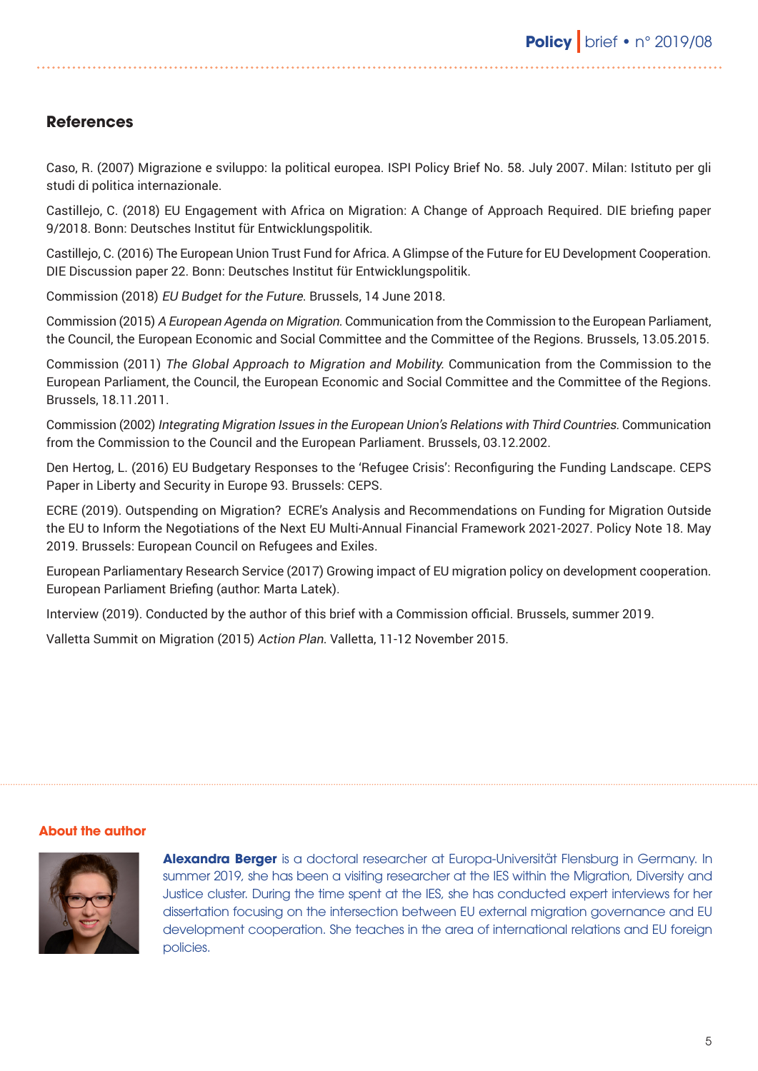## References

Caso, R. (2007) Migrazione e sviluppo: la political europea. ISPI Policy Brief No. 58. July 2007. Milan: Istituto per gli studi di politica internazionale.

Castillejo, C. (2018) EU Engagement with Africa on Migration: A Change of Approach Required. DIE briefing paper 9/2018. Bonn: Deutsches Institut für Entwicklungspolitik.

Castillejo, C. (2016) The European Union Trust Fund for Africa. A Glimpse of the Future for EU Development Cooperation. DIE Discussion paper 22. Bonn: Deutsches Institut für Entwicklungspolitik.

Commission (2018) *EU Budget for the Future*. Brussels, 14 June 2018.

Commission (2015) *A European Agenda on Migration*. Communication from the Commission to the European Parliament, the Council, the European Economic and Social Committee and the Committee of the Regions. Brussels, 13.05.2015.

Commission (2011) *The Global Approach to Migration and Mobility*. Communication from the Commission to the European Parliament, the Council, the European Economic and Social Committee and the Committee of the Regions. Brussels, 18.11.2011.

Commission (2002) *Integrating Migration Issues in the European Union's Relations with Third Countries*. Communication from the Commission to the Council and the European Parliament. Brussels, 03.12.2002.

Den Hertog, L. (2016) EU Budgetary Responses to the 'Refugee Crisis': Reconfiguring the Funding Landscape. CEPS Paper in Liberty and Security in Europe 93. Brussels: CEPS.

ECRE (2019). Outspending on Migration? ECRE's Analysis and Recommendations on Funding for Migration Outside the EU to Inform the Negotiations of the Next EU Multi-Annual Financial Framework 2021-2027. Policy Note 18. May 2019. Brussels: European Council on Refugees and Exiles.

European Parliamentary Research Service (2017) Growing impact of EU migration policy on development cooperation. European Parliament Briefing (author: Marta Latek).

Interview (2019). Conducted by the author of this brief with a Commission official. Brussels, summer 2019.

Valletta Summit on Migration (2015) *Action Plan*. Valletta, 11-12 November 2015.

### About the author

**Alexandra Berger** is a doctoral researcher at Europa-Universität Flensburg in Germany. In summer 2019, she has been a visiting researcher at the IES within the Migration, Diversity and Justice cluster. During the time spent at the IES, she has conducted expert interviews for her dissertation focusing on the intersection between EU external migration governance and EU development cooperation. She teaches in the area of international relations and EU foreign policies.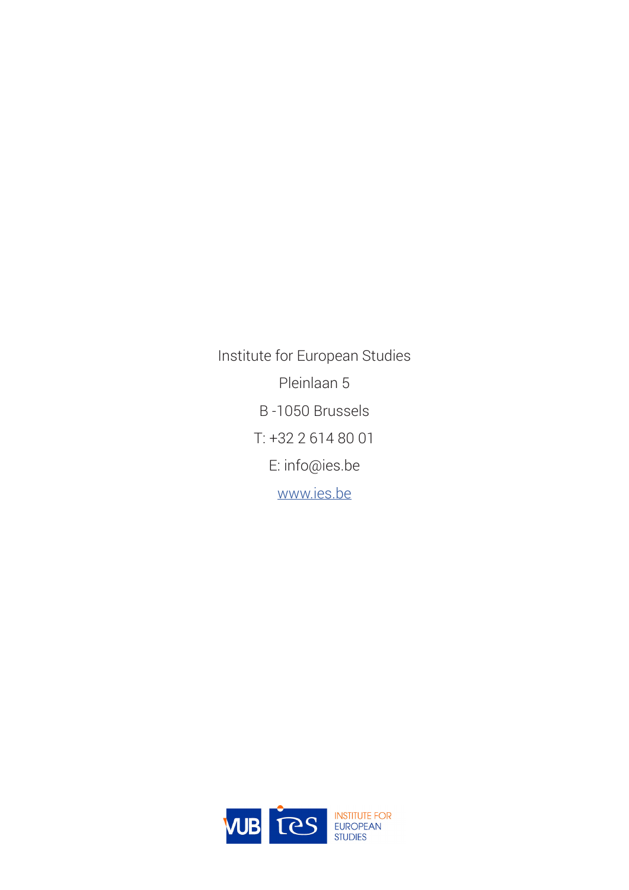Institute for European Studies

Pleinlaan 5

B -1050 Brussels

T: +32 2 614 80 01

E: info@ies.be

www.ies.be

INSTITUTE FOR
EUROPEAN
STUDIES